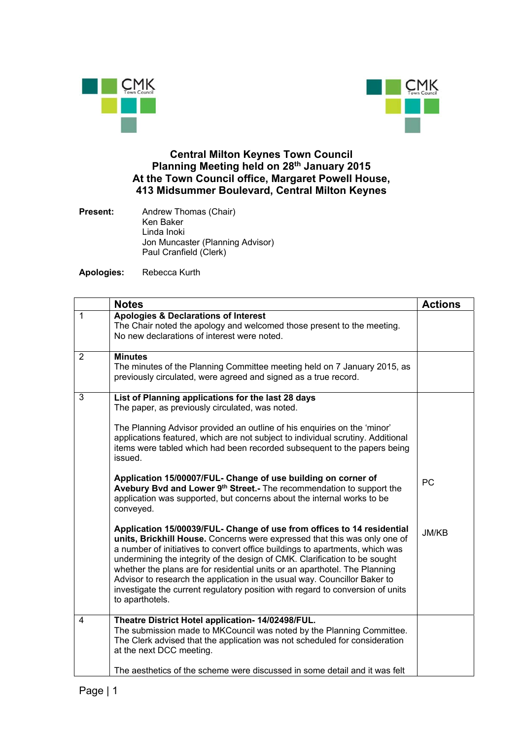# Central Milton Keynes Town Council
## Planning Meeting held on 28th January 2015
## At the Town Council office, Margaret Powell House, 413 Midsummer Boulevard, Central Milton Keynes

**Present:**
Andrew Thomas (Chair)
Ken Baker
Linda Inoki
Jon Muncaster (Planning Advisor)
Paul Cranfield (Clerk)

**Apologies:** Rebecca Kurth

| | Notes | Actions |
|---|---|---|
| 1 | **Apologies & Declarations of Interest**<br>The Chair noted the apology and welcomed those present to the meeting. No new declarations of interest were noted. | |
| 2 | **Minutes**<br>The minutes of the Planning Committee meeting held on 7 January 2015, as previously circulated, were agreed and signed as a true record. | |
| 3 | **List of Planning applications for the last 28 days**<br>The paper, as previously circulated, was noted.<br><br>The Planning Advisor provided an outline of his enquiries on the 'minor' applications featured, which are not subject to individual scrutiny. Additional items were tabled which had been recorded subsequent to the papers being issued. | |
| | **Application 15/00007/FUL- Change of use building on corner of Avebury Bvd and Lower 9th Street.-** The recommendation to support the application was supported, but concerns about the internal works to be conveyed. | PC |
| | **Application 15/00039/FUL- Change of use from offices to 14 residential units, Brickhill House.** Concerns were expressed that this was only one of a number of initiatives to convert office buildings to apartments, which was undermining the integrity of the design of CMK. Clarification to be sought whether the plans are for residential units or an aparthotel. The Planning Advisor to research the application in the usual way. Councillor Baker to investigate the current regulatory position with regard to conversion of units to aparthotels. | JM/KB |
| 4 | **Theatre District Hotel application- 14/02498/FUL.**<br>The submission made to MKCouncil was noted by the Planning Committee. The Clerk advised that the application was not scheduled for consideration at the next DCC meeting.<br><br>The aesthetics of the scheme were discussed in some detail and it was felt | |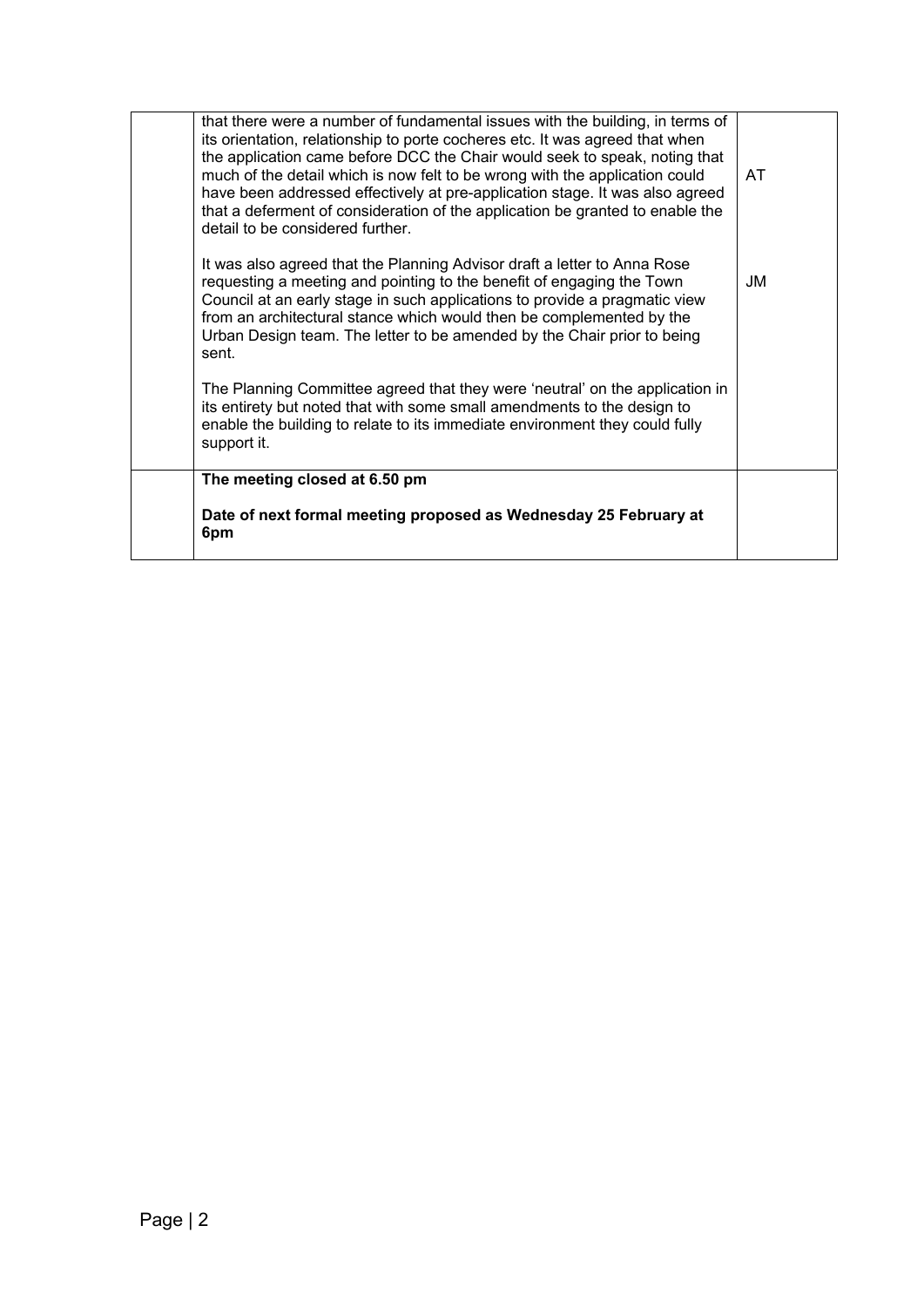| | | |
|---|---|---|
| | that there were a number of fundamental issues with the building, in terms of its orientation, relationship to porte cocheres etc. It was agreed that when the application came before DCC the Chair would seek to speak, noting that much of the detail which is now felt to be wrong with the application could have been addressed effectively at pre-application stage. It was also agreed that a deferment of consideration of the application be granted to enable the detail to be considered further.<br><br>It was also agreed that the Planning Advisor draft a letter to Anna Rose requesting a meeting and pointing to the benefit of engaging the Town Council at an early stage in such applications to provide a pragmatic view from an architectural stance which would then be complemented by the Urban Design team. The letter to be amended by the Chair prior to being sent.<br><br>The Planning Committee agreed that they were 'neutral' on the application in its entirety but noted that with some small amendments to the design to enable the building to relate to its immediate environment they could fully support it. | AT<br><br>JM |
| | **The meeting closed at 6.50 pm**<br><br>**Date of next formal meeting proposed as Wednesday 25 February at 6pm** | |